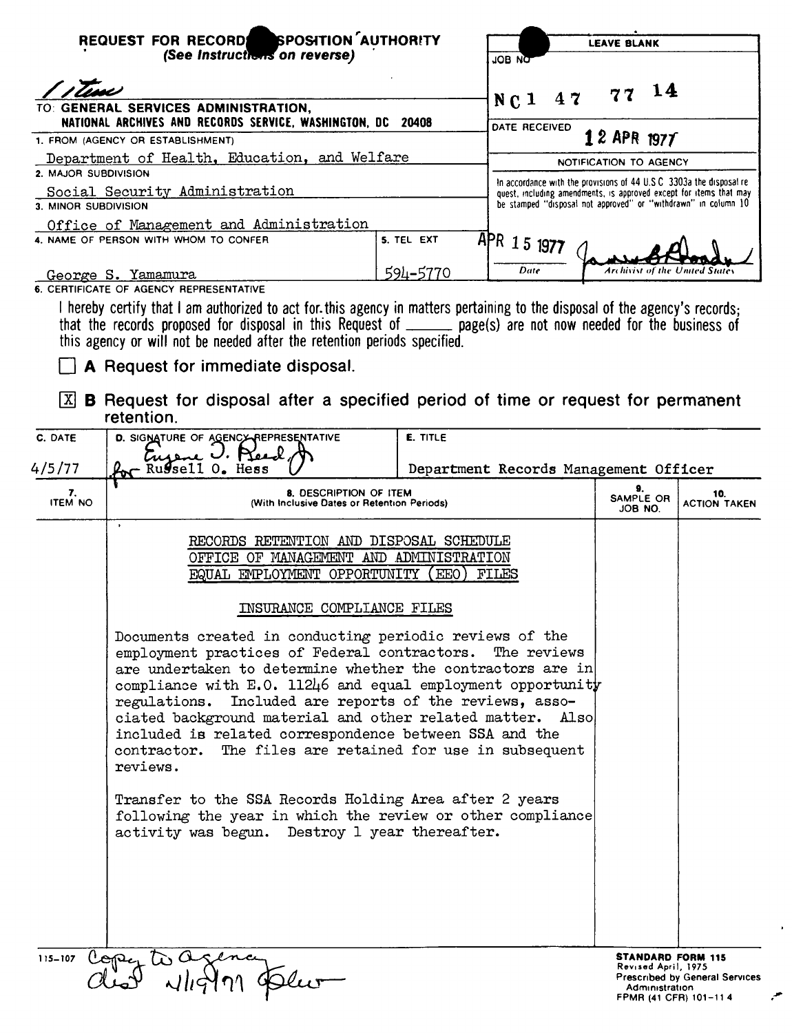**REQUEST FOR RECORDS DISPOSITION AUTHORITY**
*(See Instructions on reverse)*

1 item

TO: **GENERAL SERVICES ADMINISTRATION, NATIONAL ARCHIVES AND RECORDS SERVICE, WASHINGTON, DC 20408**

| LEAVE BLANK | |
|---|---|
| JOB NO | NC1 47 77 14 |
| DATE RECEIVED | 12 APR 1977 |

NOTIFICATION TO AGENCY

In accordance with the provisions of 44 U.S.C. 3303a the disposal request, including amendments, is approved except for items that may be stamped "disposal not approved" or "withdrawn" in column 10

APR 15 1977 — Date — Archivist of the United States

1. FROM (AGENCY OR ESTABLISHMENT)
Department of Health, Education, and Welfare

2. MAJOR SUBDIVISION
Social Security Administration

3. MINOR SUBDIVISION
Office of Management and Administration

4. NAME OF PERSON WITH WHOM TO CONFER
George S. Yamamura

5. TEL EXT
594-5770

6. CERTIFICATE OF AGENCY REPRESENTATIVE

I hereby certify that I am authorized to act for this agency in matters pertaining to the disposal of the agency's records; that the records proposed for disposal in this Request of ______ page(s) are not now needed for the business of this agency or will not be needed after the retention periods specified.

☐ **A** Request for immediate disposal.

☒ **B** Request for disposal after a specified period of time or request for permanent retention.

| C. DATE | D. SIGNATURE OF AGENCY REPRESENTATIVE | E. TITLE |
|---|---|---|
| 4/5/77 | Eugene J. Reed, Jr. for Russell O. Hess | Department Records Management Officer |

| 7. ITEM NO | 8. DESCRIPTION OF ITEM (With Inclusive Dates or Retention Periods) | 9. SAMPLE OR JOB NO. | 10. ACTION TAKEN |
|---|---|---|---|
| | RECORDS RETENTION AND DISPOSAL SCHEDULE<br>OFFICE OF MANAGEMENT AND ADMINISTRATION<br>EQUAL EMPLOYMENT OPPORTUNITY (EEO) FILES<br><br>INSURANCE COMPLIANCE FILES<br><br>Documents created in conducting periodic reviews of the employment practices of Federal contractors. The reviews are undertaken to determine whether the contractors are in compliance with E.O. 11246 and equal employment opportunity regulations. Included are reports of the reviews, associated background material and other related matter. Also included is related correspondence between SSA and the contractor. The files are retained for use in subsequent reviews.<br><br>Transfer to the SSA Records Holding Area after 2 years following the year in which the review or other compliance activity was begun. Destroy 1 year thereafter. | | |

115-107 Copy to agency dist 4/19/77

**STANDARD FORM 115**
Revised April, 1975
Prescribed by General Services Administration
FPMR (41 CFR) 101-11.4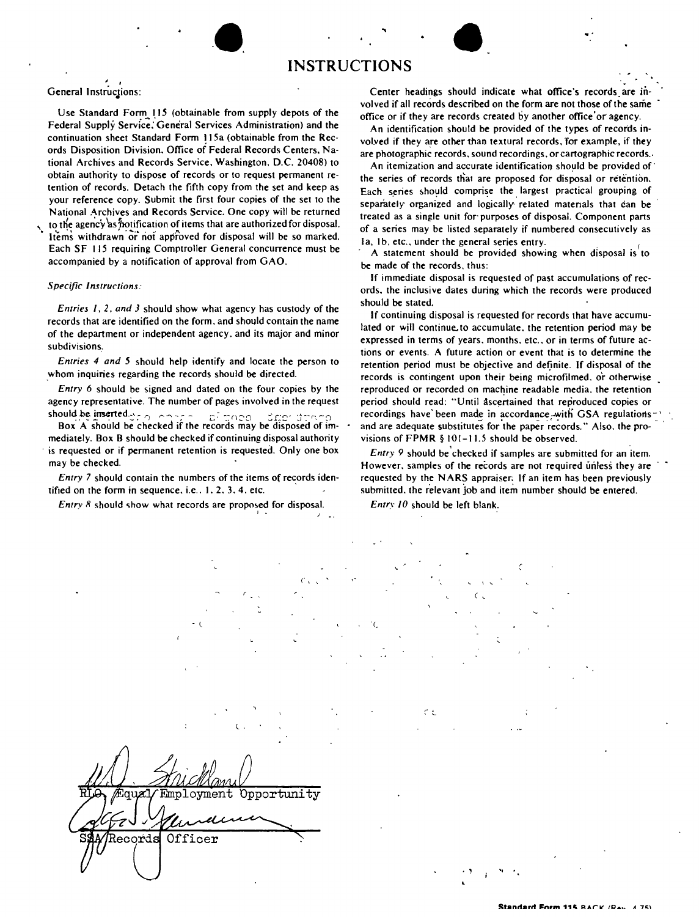# INSTRUCTIONS

General Instructions:

Use Standard Form 115 (obtainable from supply depots of the Federal Supply Service, General Services Administration) and the continuation sheet Standard Form 115a (obtainable from the Records Disposition Division, Office of Federal Records Centers, National Archives and Records Service, Washington, D.C. 20408) to obtain authority to dispose of records or to request permanent retention of records. Detach the fifth copy from the set and keep as your reference copy. Submit the first four copies of the set to the National Archives and Records Service. One copy will be returned to the agency as notification of items that are authorized for disposal. Items withdrawn or not approved for disposal will be so marked. Each SF 115 requiring Comptroller General concurrence must be accompanied by a notification of approval from GAO.

*Specific Instructions:*

*Entries 1, 2, and 3* should show what agency has custody of the records that are identified on the form, and should contain the name of the department or independent agency, and its major and minor subdivisions.

*Entries 4 and 5* should help identify and locate the person to whom inquiries regarding the records should be directed.

*Entry 6* should be signed and dated on the four copies by the agency representative. The number of pages involved in the request should be inserted.

Box A should be checked if the records may be disposed of immediately. Box B should be checked if continuing disposal authority is requested or if permanent retention is requested. Only one box may be checked.

*Entry 7* should contain the numbers of the items of records identified on the form in sequence, i.e., 1, 2, 3, 4, etc.

*Entry 8* should show what records are proposed for disposal.

Center headings should indicate what office's records are involved if all records described on the form are not those of the same office or if they are records created by another office or agency.

An identification should be provided of the types of records involved if they are other than textural records, for example, if they are photographic records, sound recordings, or cartographic records.

An itemization and accurate identification should be provided of the series of records that are proposed for disposal or retention. Each series should comprise the largest practical grouping of separately organized and logically related materials that can be treated as a single unit for purposes of disposal. Component parts of a series may be listed separately if numbered consecutively as 1a, 1b, etc., under the general series entry.

A statement should be provided showing when disposal is to be made of the records, thus:

If immediate disposal is requested of past accumulations of records, the inclusive dates during which the records were produced should be stated.

If continuing disposal is requested for records that have accumulated or will continue to accumulate, the retention period may be expressed in terms of years, months, etc., or in terms of future actions or events. A future action or event that is to determine the retention period must be objective and definite. If disposal of the records is contingent upon their being microfilmed, or otherwise reproduced or recorded on machine readable media, the retention period should read: "Until ascertained that reproduced copies or recordings have been made in accordance with GSA regulations and are adequate substitutes for the paper records." Also, the provisions of FPMR § 101-11.5 should be observed.

*Entry 9* should be checked if samples are submitted for an item. However, samples of the records are not required unless they are requested by the NARS appraiser. If an item has been previously submitted, the relevant job and item number should be entered.

*Entry 10* should be left blank.

RLO, Equal Employment Opportunity

SSA Records Officer

Standard Form 115 BACK (Rev. 4-75)